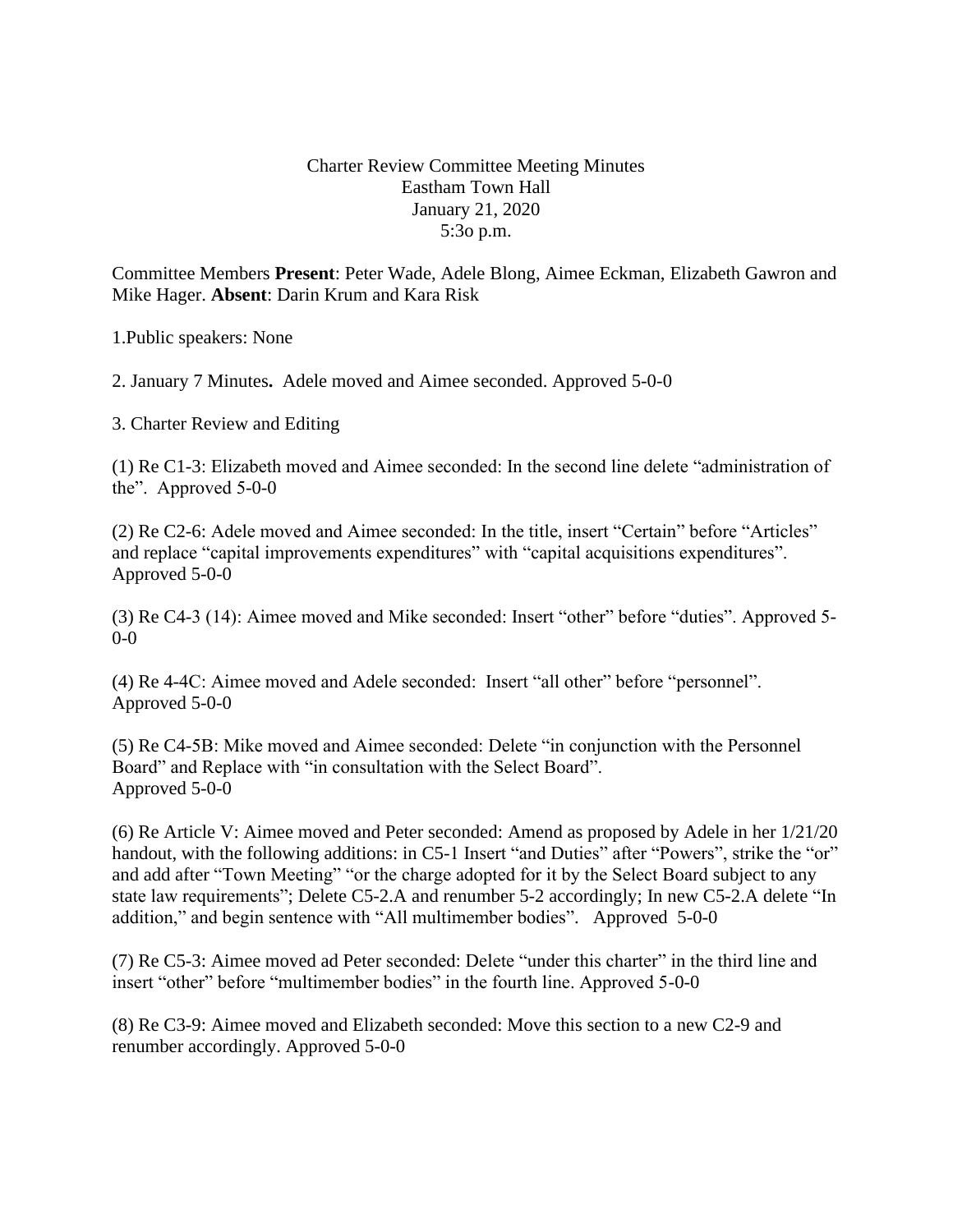Charter Review Committee Meeting Minutes
Eastham Town Hall
January 21, 2020
5:3o p.m.

Committee Members **Present**: Peter Wade, Adele Blong, Aimee Eckman, Elizabeth Gawron and Mike Hager. **Absent**: Darin Krum and Kara Risk

1.Public speakers: None

2. January 7 Minutes**.** Adele moved and Aimee seconded. Approved 5-0-0

3. Charter Review and Editing

(1) Re C1-3: Elizabeth moved and Aimee seconded: In the second line delete "administration of the". Approved 5-0-0

(2) Re C2-6: Adele moved and Aimee seconded: In the title, insert "Certain" before "Articles" and replace "capital improvements expenditures" with "capital acquisitions expenditures". Approved 5-0-0

(3) Re C4-3 (14): Aimee moved and Mike seconded: Insert "other" before "duties". Approved 5-0-0

(4) Re 4-4C: Aimee moved and Adele seconded: Insert "all other" before "personnel". Approved 5-0-0

(5) Re C4-5B: Mike moved and Aimee seconded: Delete "in conjunction with the Personnel Board" and Replace with "in consultation with the Select Board". Approved 5-0-0

(6) Re Article V: Aimee moved and Peter seconded: Amend as proposed by Adele in her 1/21/20 handout, with the following additions: in C5-1 Insert "and Duties" after "Powers", strike the "or" and add after "Town Meeting" "or the charge adopted for it by the Select Board subject to any state law requirements"; Delete C5-2.A and renumber 5-2 accordingly; In new C5-2.A delete "In addition," and begin sentence with "All multimember bodies". Approved 5-0-0

(7) Re C5-3: Aimee moved ad Peter seconded: Delete "under this charter" in the third line and insert "other" before "multimember bodies" in the fourth line. Approved 5-0-0

(8) Re C3-9: Aimee moved and Elizabeth seconded: Move this section to a new C2-9 and renumber accordingly. Approved 5-0-0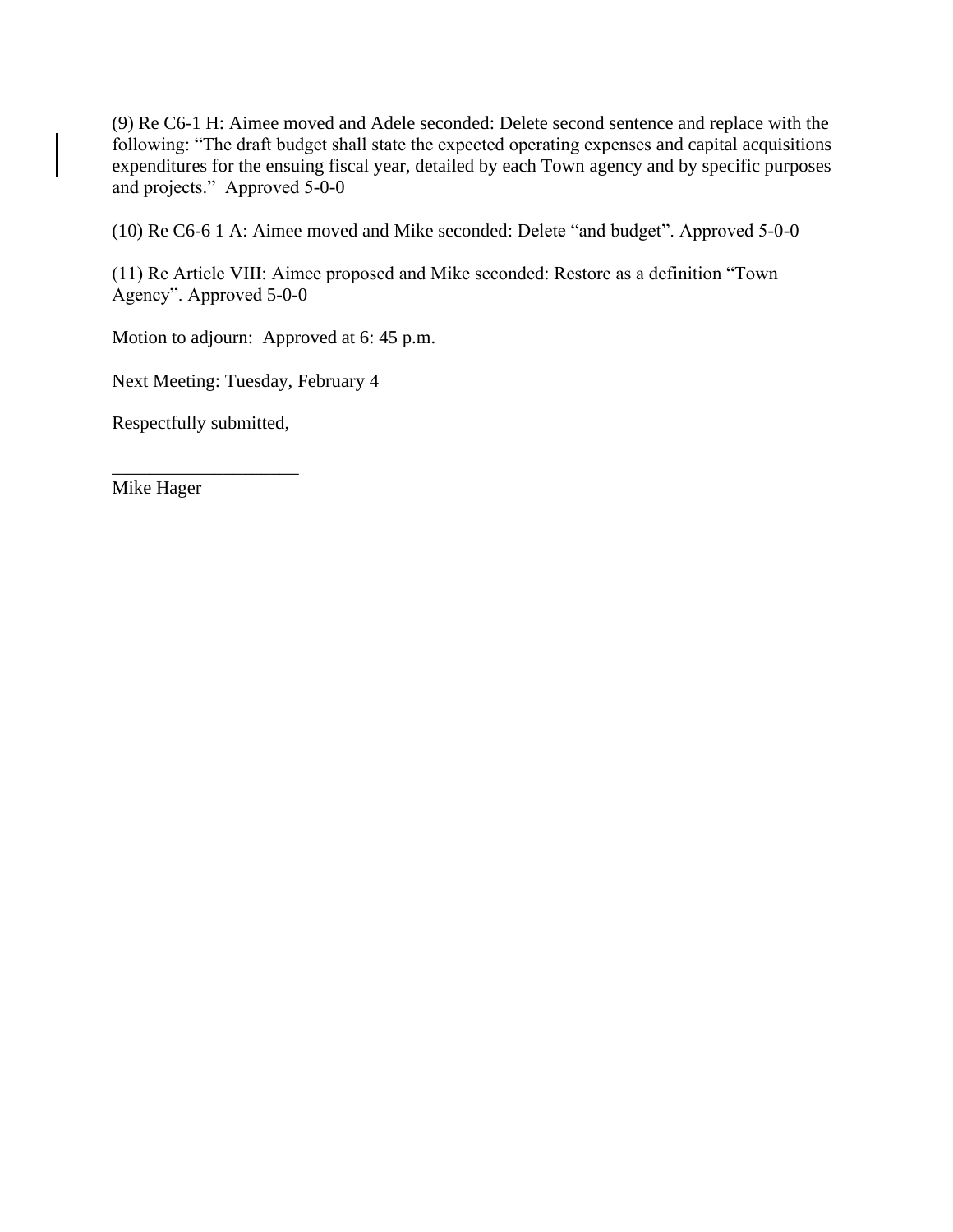(9) Re C6-1 H: Aimee moved and Adele seconded: Delete second sentence and replace with the following: "The draft budget shall state the expected operating expenses and capital acquisitions expenditures for the ensuing fiscal year, detailed by each Town agency and by specific purposes and projects." Approved 5-0-0

(10) Re C6-6 1 A: Aimee moved and Mike seconded: Delete "and budget". Approved 5-0-0

(11) Re Article VIII: Aimee proposed and Mike seconded: Restore as a definition "Town Agency". Approved 5-0-0

Motion to adjourn: Approved at 6: 45 p.m.

Next Meeting: Tuesday, February 4

Respectfully submitted,

____________________

Mike Hager